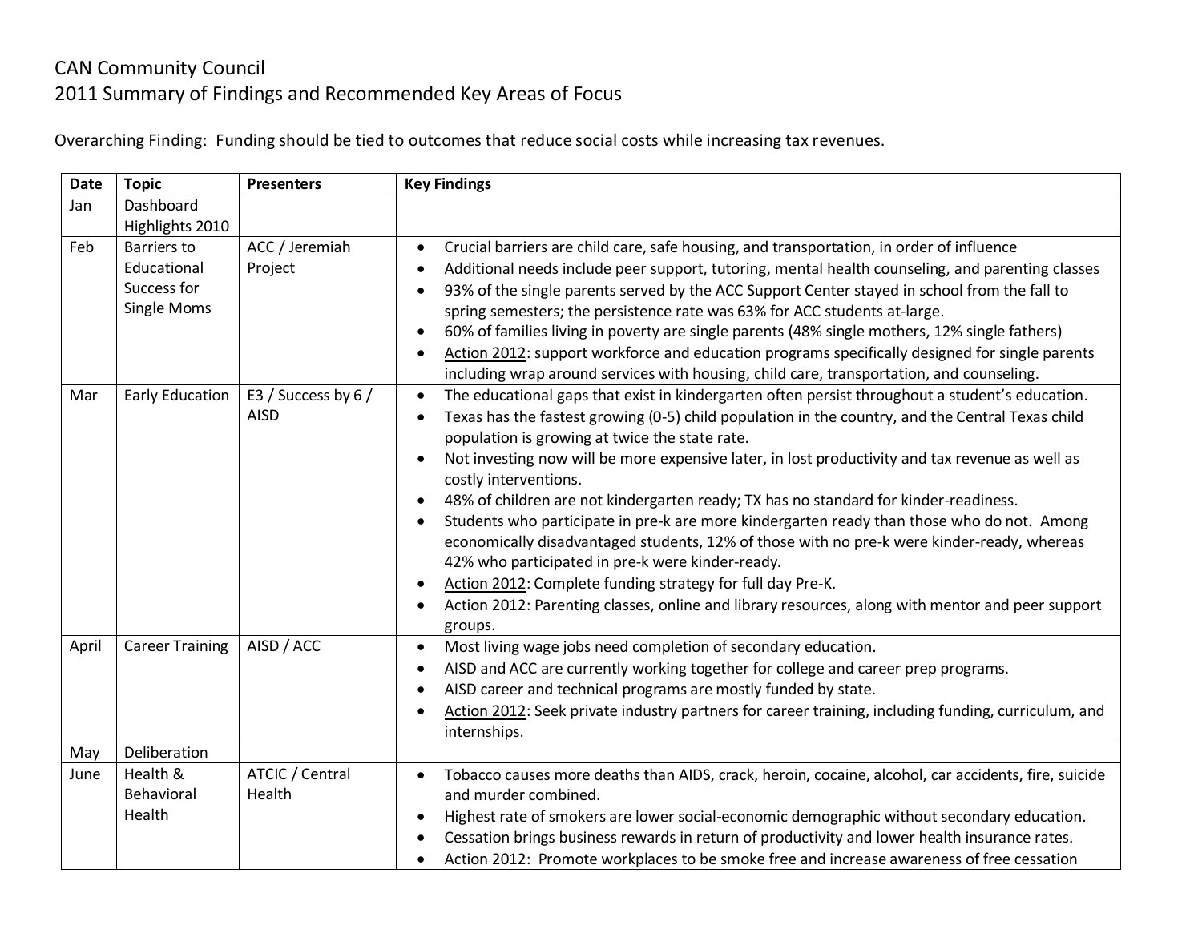# CAN Community Council
## 2011 Summary of Findings and Recommended Key Areas of Focus

Overarching Finding: Funding should be tied to outcomes that reduce social costs while increasing tax revenues.

| Date | Topic | Presenters | Key Findings |
|---|---|---|---|
| Jan | Dashboard Highlights 2010 | | |
| Feb | Barriers to Educational Success for Single Moms | ACC / Jeremiah Project | • Crucial barriers are child care, safe housing, and transportation, in order of influence<br>• Additional needs include peer support, tutoring, mental health counseling, and parenting classes<br>• 93% of the single parents served by the ACC Support Center stayed in school from the fall to spring semesters; the persistence rate was 63% for ACC students at-large.<br>• 60% of families living in poverty are single parents (48% single mothers, 12% single fathers)<br>• Action 2012: support workforce and education programs specifically designed for single parents including wrap around services with housing, child care, transportation, and counseling. |
| Mar | Early Education | E3 / Success by 6 / AISD | • The educational gaps that exist in kindergarten often persist throughout a student's education.<br>• Texas has the fastest growing (0-5) child population in the country, and the Central Texas child population is growing at twice the state rate.<br>• Not investing now will be more expensive later, in lost productivity and tax revenue as well as costly interventions.<br>• 48% of children are not kindergarten ready; TX has no standard for kinder-readiness.<br>• Students who participate in pre-k are more kindergarten ready than those who do not. Among economically disadvantaged students, 12% of those with no pre-k were kinder-ready, whereas 42% who participated in pre-k were kinder-ready.<br>• Action 2012: Complete funding strategy for full day Pre-K.<br>• Action 2012: Parenting classes, online and library resources, along with mentor and peer support groups. |
| April | Career Training | AISD / ACC | • Most living wage jobs need completion of secondary education.<br>• AISD and ACC are currently working together for college and career prep programs.<br>• AISD career and technical programs are mostly funded by state.<br>• Action 2012: Seek private industry partners for career training, including funding, curriculum, and internships. |
| May | Deliberation | | |
| June | Health & Behavioral Health | ATCIC / Central Health | • Tobacco causes more deaths than AIDS, crack, heroin, cocaine, alcohol, car accidents, fire, suicide and murder combined.<br>• Highest rate of smokers are lower social-economic demographic without secondary education.<br>• Cessation brings business rewards in return of productivity and lower health insurance rates.<br>• Action 2012: Promote workplaces to be smoke free and increase awareness of free cessation |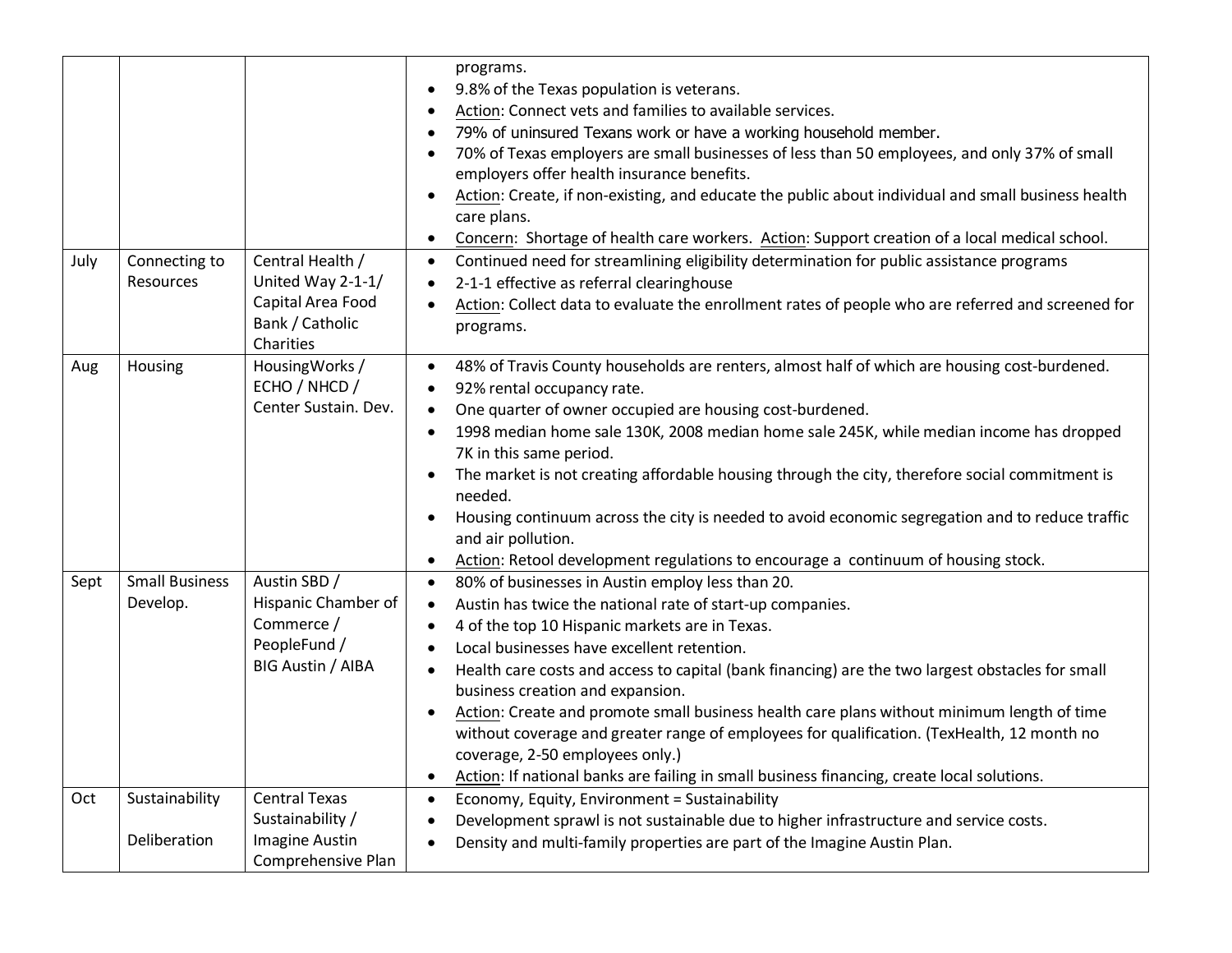| | | | |
|---|---|---|---|
| | | | programs.<br>• 9.8% of the Texas population is veterans.<br>• Action: Connect vets and families to available services.<br>• 79% of uninsured Texans work or have a working household member.<br>• 70% of Texas employers are small businesses of less than 50 employees, and only 37% of small employers offer health insurance benefits.<br>• Action: Create, if non-existing, and educate the public about individual and small business health care plans.<br>• Concern: Shortage of health care workers. Action: Support creation of a local medical school. |
| July | Connecting to Resources | Central Health / United Way 2-1-1/ Capital Area Food Bank / Catholic Charities | • Continued need for streamlining eligibility determination for public assistance programs<br>• 2-1-1 effective as referral clearinghouse<br>• Action: Collect data to evaluate the enrollment rates of people who are referred and screened for programs. |
| Aug | Housing | HousingWorks / ECHO / NHCD / Center Sustain. Dev. | • 48% of Travis County households are renters, almost half of which are housing cost-burdened.<br>• 92% rental occupancy rate.<br>• One quarter of owner occupied are housing cost-burdened.<br>• 1998 median home sale 130K, 2008 median home sale 245K, while median income has dropped 7K in this same period.<br>• The market is not creating affordable housing through the city, therefore social commitment is needed.<br>• Housing continuum across the city is needed to avoid economic segregation and to reduce traffic and air pollution.<br>• Action: Retool development regulations to encourage a continuum of housing stock. |
| Sept | Small Business Develop. | Austin SBD / Hispanic Chamber of Commerce / PeopleFund / BIG Austin / AIBA | • 80% of businesses in Austin employ less than 20.<br>• Austin has twice the national rate of start-up companies.<br>• 4 of the top 10 Hispanic markets are in Texas.<br>• Local businesses have excellent retention.<br>• Health care costs and access to capital (bank financing) are the two largest obstacles for small business creation and expansion.<br>• Action: Create and promote small business health care plans without minimum length of time without coverage and greater range of employees for qualification. (TexHealth, 12 month no coverage, 2-50 employees only.)<br>• Action: If national banks are failing in small business financing, create local solutions. |
| Oct | Sustainability<br><br>Deliberation | Central Texas Sustainability / Imagine Austin Comprehensive Plan | • Economy, Equity, Environment = Sustainability<br>• Development sprawl is not sustainable due to higher infrastructure and service costs.<br>• Density and multi-family properties are part of the Imagine Austin Plan. |